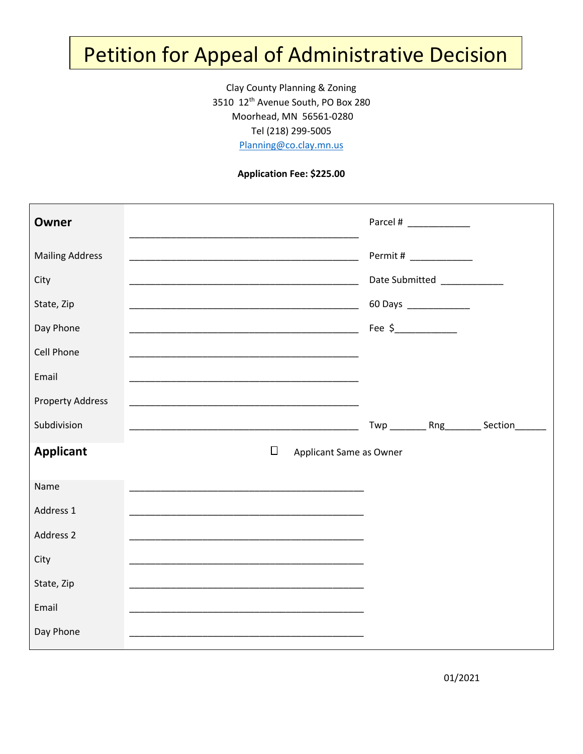# Petition for Appeal of Administrative Decision

Clay County Planning & Zoning
3510 12th Avenue South, PO Box 280
Moorhead, MN 56561-0280
Tel (218) 299-5005
Planning@co.clay.mn.us

**Application Fee: $225.00**

| | | |
|---|---|---|
| **Owner** | ___________________________________________ | Parcel # ____________ |
| Mailing Address | ___________________________________________ | Permit # ____________ |
| City | ___________________________________________ | Date Submitted ____________ |
| State, Zip | ___________________________________________ | 60 Days ____________ |
| Day Phone | ___________________________________________ | Fee $____________ |
| Cell Phone | ___________________________________________ | |
| Email | ___________________________________________ | |
| Property Address | ___________________________________________ | |
| Subdivision | ___________________________________________ | Twp _______ Rng_______ Section______ |
| **Applicant** | ☐ Applicant Same as Owner | |
| Name | ___________________________________________ | |
| Address 1 | ___________________________________________ | |
| Address 2 | ___________________________________________ | |
| City | ___________________________________________ | |
| State, Zip | ___________________________________________ | |
| Email | ___________________________________________ | |
| Day Phone | ___________________________________________ | |

01/2021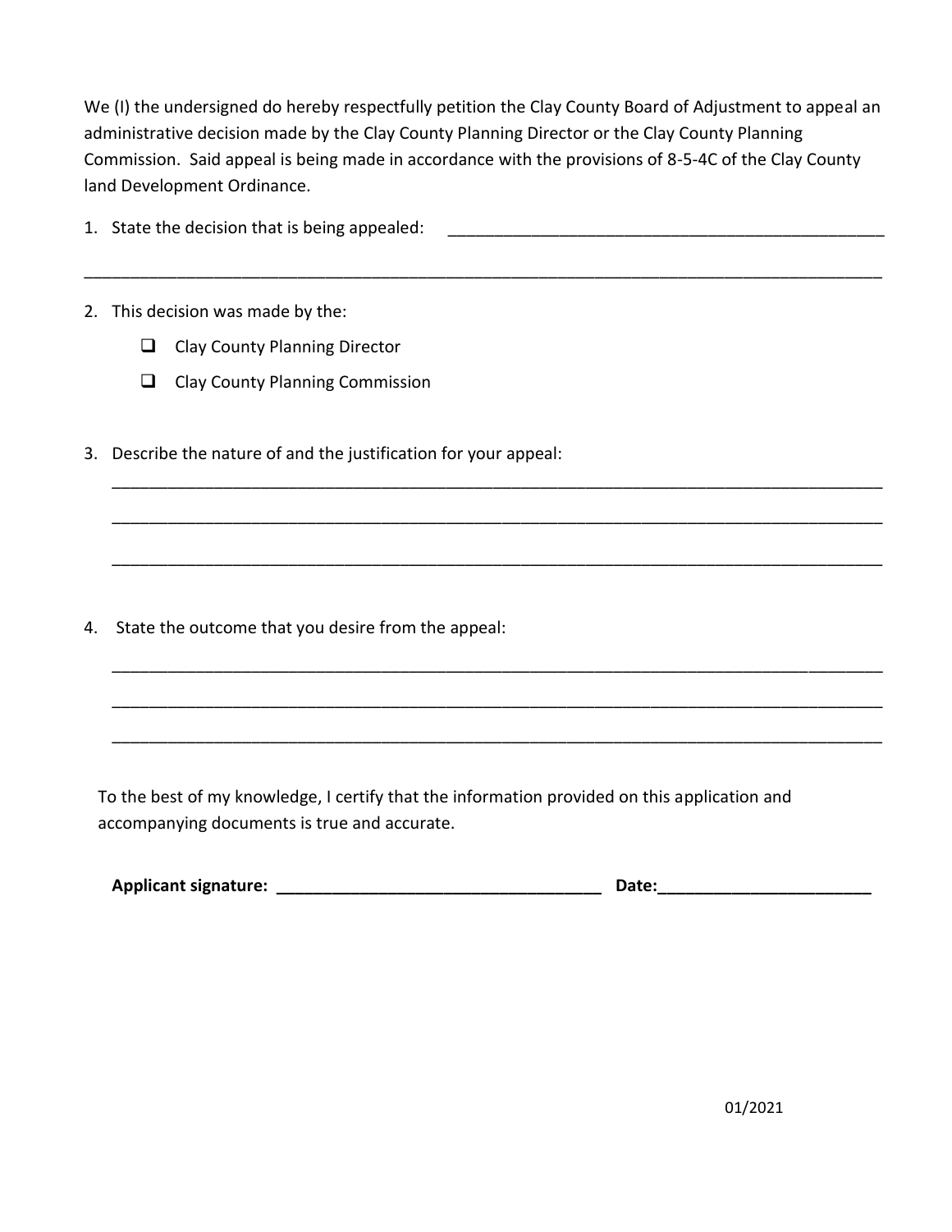We (I) the undersigned do hereby respectfully petition the Clay County Board of Adjustment to appeal an administrative decision made by the Clay County Planning Director or the Clay County Planning Commission. Said appeal is being made in accordance with the provisions of 8-5-4C of the Clay County land Development Ordinance.

1. State the decision that is being appealed: ________________________________________________

_____________________________________________________________________________________

2. This decision was made by the:
   - ☐ Clay County Planning Director
   - ☐ Clay County Planning Commission

3. Describe the nature of and the justification for your appeal:

   _____________________________________________________________________________________

   _____________________________________________________________________________________

   _____________________________________________________________________________________

4. State the outcome that you desire from the appeal:

   _____________________________________________________________________________________

   _____________________________________________________________________________________

   _____________________________________________________________________________________

To the best of my knowledge, I certify that the information provided on this application and accompanying documents is true and accurate.

**Applicant signature: ___________________________________ Date:______________________**

01/2021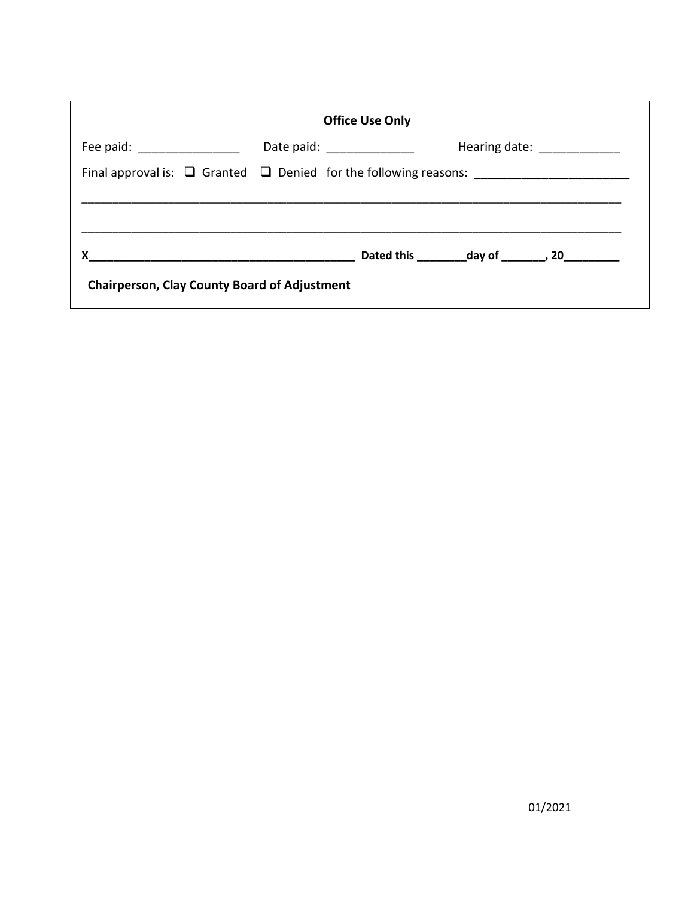**Office Use Only**

Fee paid: _______________ Date paid: _____________ Hearing date: ____________

Final approval is: ❑ Granted ❑ Denied for the following reasons: _______________________

_____________________________________________________________________________________

_____________________________________________________________________________________

**X_________________________________________ Dated this ________day of _______, 20_________**

**Chairperson, Clay County Board of Adjustment**

01/2021